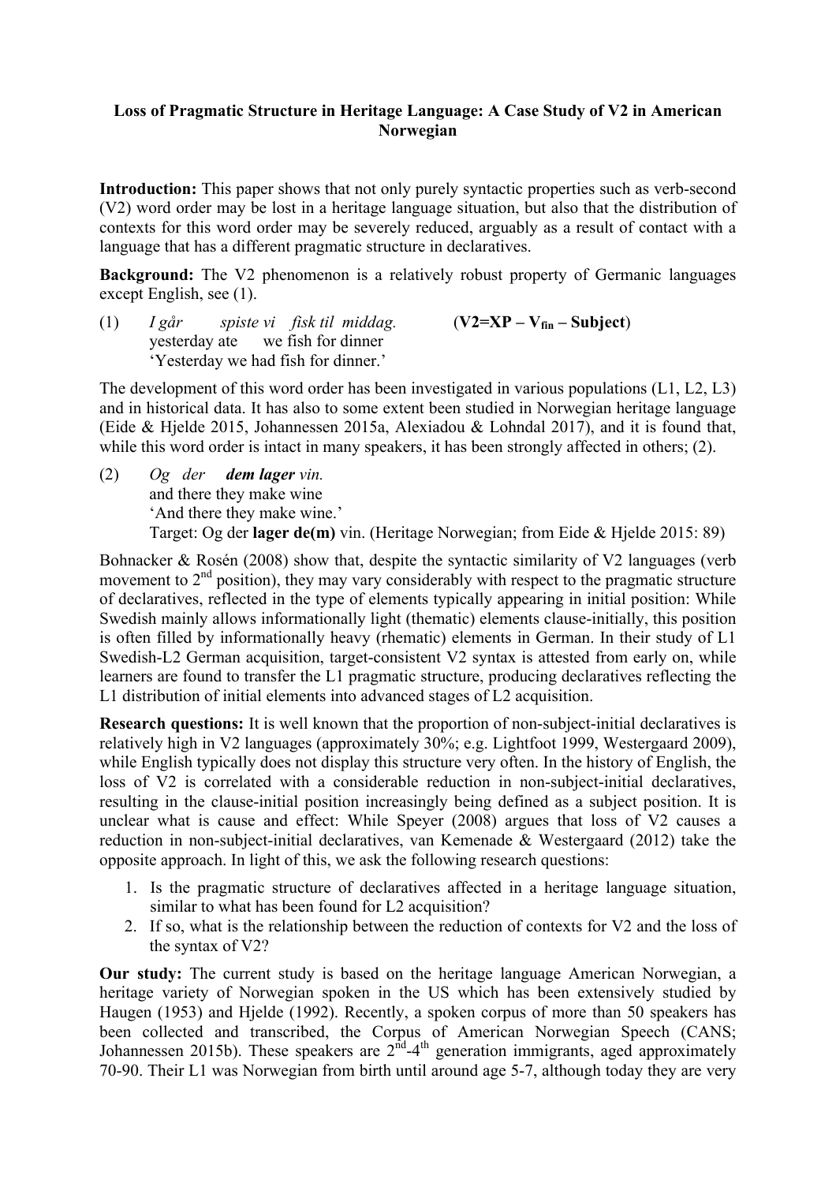# Loss of Pragmatic Structure in Heritage Language: A Case Study of V2 in American Norwegian

**Introduction:** This paper shows that not only purely syntactic properties such as verb-second (V2) word order may be lost in a heritage language situation, but also that the distribution of contexts for this word order may be severely reduced, arguably as a result of contact with a language that has a different pragmatic structure in declaratives.

**Background:** The V2 phenomenon is a relatively robust property of Germanic languages except English, see (1).

(1) *I går spiste vi fisk til middag.* (**V2=XP – V$_{\text{fin}}$ – Subject**)
yesterday ate we fish for dinner
'Yesterday we had fish for dinner.'

The development of this word order has been investigated in various populations (L1, L2, L3) and in historical data. It has also to some extent been studied in Norwegian heritage language (Eide & Hjelde 2015, Johannessen 2015a, Alexiadou & Lohndal 2017), and it is found that, while this word order is intact in many speakers, it has been strongly affected in others; (2).

(2) *Og der **dem lager** vin.*
and there they make wine
'And there they make wine.'
Target: Og der **lager de(m)** vin. (Heritage Norwegian; from Eide & Hjelde 2015: 89)

Bohnacker & Rosén (2008) show that, despite the syntactic similarity of V2 languages (verb movement to 2[nd] position), they may vary considerably with respect to the pragmatic structure of declaratives, reflected in the type of elements typically appearing in initial position: While Swedish mainly allows informationally light (thematic) elements clause-initially, this position is often filled by informationally heavy (rhematic) elements in German. In their study of L1 Swedish-L2 German acquisition, target-consistent V2 syntax is attested from early on, while learners are found to transfer the L1 pragmatic structure, producing declaratives reflecting the L1 distribution of initial elements into advanced stages of L2 acquisition.

**Research questions:** It is well known that the proportion of non-subject-initial declaratives is relatively high in V2 languages (approximately 30%; e.g. Lightfoot 1999, Westergaard 2009), while English typically does not display this structure very often. In the history of English, the loss of V2 is correlated with a considerable reduction in non-subject-initial declaratives, resulting in the clause-initial position increasingly being defined as a subject position. It is unclear what is cause and effect: While Speyer (2008) argues that loss of V2 causes a reduction in non-subject-initial declaratives, van Kemenade & Westergaard (2012) take the opposite approach. In light of this, we ask the following research questions:

1. Is the pragmatic structure of declaratives affected in a heritage language situation, similar to what has been found for L2 acquisition?
2. If so, what is the relationship between the reduction of contexts for V2 and the loss of the syntax of V2?

**Our study:** The current study is based on the heritage language American Norwegian, a heritage variety of Norwegian spoken in the US which has been extensively studied by Haugen (1953) and Hjelde (1992). Recently, a spoken corpus of more than 50 speakers has been collected and transcribed, the Corpus of American Norwegian Speech (CANS; Johannessen 2015b). These speakers are 2[nd]-4[th] generation immigrants, aged approximately 70-90. Their L1 was Norwegian from birth until around age 5-7, although today they are very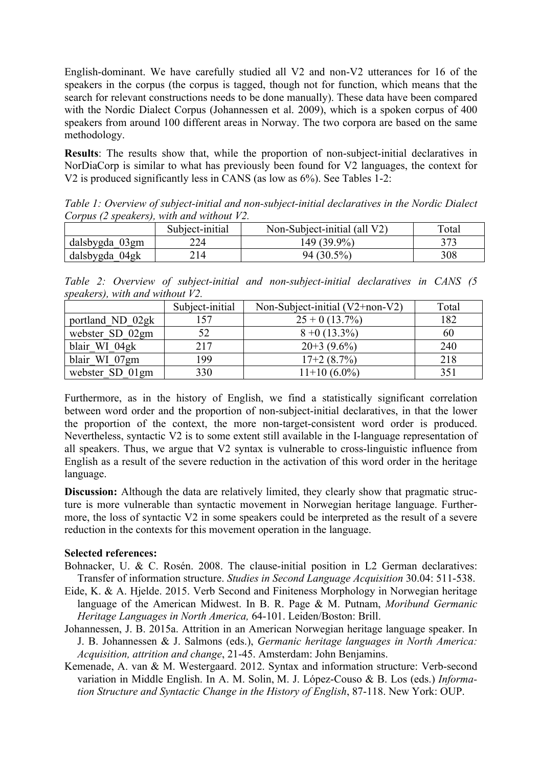English-dominant. We have carefully studied all V2 and non-V2 utterances for 16 of the speakers in the corpus (the corpus is tagged, though not for function, which means that the search for relevant constructions needs to be done manually). These data have been compared with the Nordic Dialect Corpus (Johannessen et al. 2009), which is a spoken corpus of 400 speakers from around 100 different areas in Norway. The two corpora are based on the same methodology.

**Results**: The results show that, while the proportion of non-subject-initial declaratives in NorDiaCorp is similar to what has previously been found for V2 languages, the context for V2 is produced significantly less in CANS (as low as 6%). See Tables 1-2:

*Table 1: Overview of subject-initial and non-subject-initial declaratives in the Nordic Dialect Corpus (2 speakers), with and without V2.*

| | Subject-initial | Non-Subject-initial (all V2) | Total |
|---|---|---|---|
| dalsbygda_03gm | 224 | 149 (39.9%) | 373 |
| dalsbygda_04gk | 214 | 94 (30.5%) | 308 |

*Table 2: Overview of subject-initial and non-subject-initial declaratives in CANS (5 speakers), with and without V2.*

| | Subject-initial | Non-Subject-initial (V2+non-V2) | Total |
|---|---|---|---|
| portland_ND_02gk | 157 | 25 + 0 (13.7%) | 182 |
| webster_SD_02gm | 52 | 8 +0 (13.3%) | 60 |
| blair_WI_04gk | 217 | 20+3 (9.6%) | 240 |
| blair_WI_07gm | 199 | 17+2 (8.7%) | 218 |
| webster_SD_01gm | 330 | 11+10 (6.0%) | 351 |

Furthermore, as in the history of English, we find a statistically significant correlation between word order and the proportion of non-subject-initial declaratives, in that the lower the proportion of the context, the more non-target-consistent word order is produced. Nevertheless, syntactic V2 is to some extent still available in the I-language representation of all speakers. Thus, we argue that V2 syntax is vulnerable to cross-linguistic influence from English as a result of the severe reduction in the activation of this word order in the heritage language.

**Discussion:** Although the data are relatively limited, they clearly show that pragmatic structure is more vulnerable than syntactic movement in Norwegian heritage language. Furthermore, the loss of syntactic V2 in some speakers could be interpreted as the result of a severe reduction in the contexts for this movement operation in the language.

**Selected references:**

Bohnacker, U. & C. Rosén. 2008. The clause-initial position in L2 German declaratives: Transfer of information structure. *Studies in Second Language Acquisition* 30.04: 511-538.

Eide, K. & A. Hjelde. 2015. Verb Second and Finiteness Morphology in Norwegian heritage language of the American Midwest. In B. R. Page & M. Putnam, *Moribund Germanic Heritage Languages in North America,* 64-101. Leiden/Boston: Brill.

Johannessen, J. B. 2015a. Attrition in an American Norwegian heritage language speaker. In J. B. Johannessen & J. Salmons (eds.), *Germanic heritage languages in North America: Acquisition, attrition and change*, 21-45. Amsterdam: John Benjamins.

Kemenade, A. van & M. Westergaard. 2012. Syntax and information structure: Verb-second variation in Middle English. In A. M. Solin, M. J. López-Couso & B. Los (eds.) *Information Structure and Syntactic Change in the History of English*, 87-118. New York: OUP.